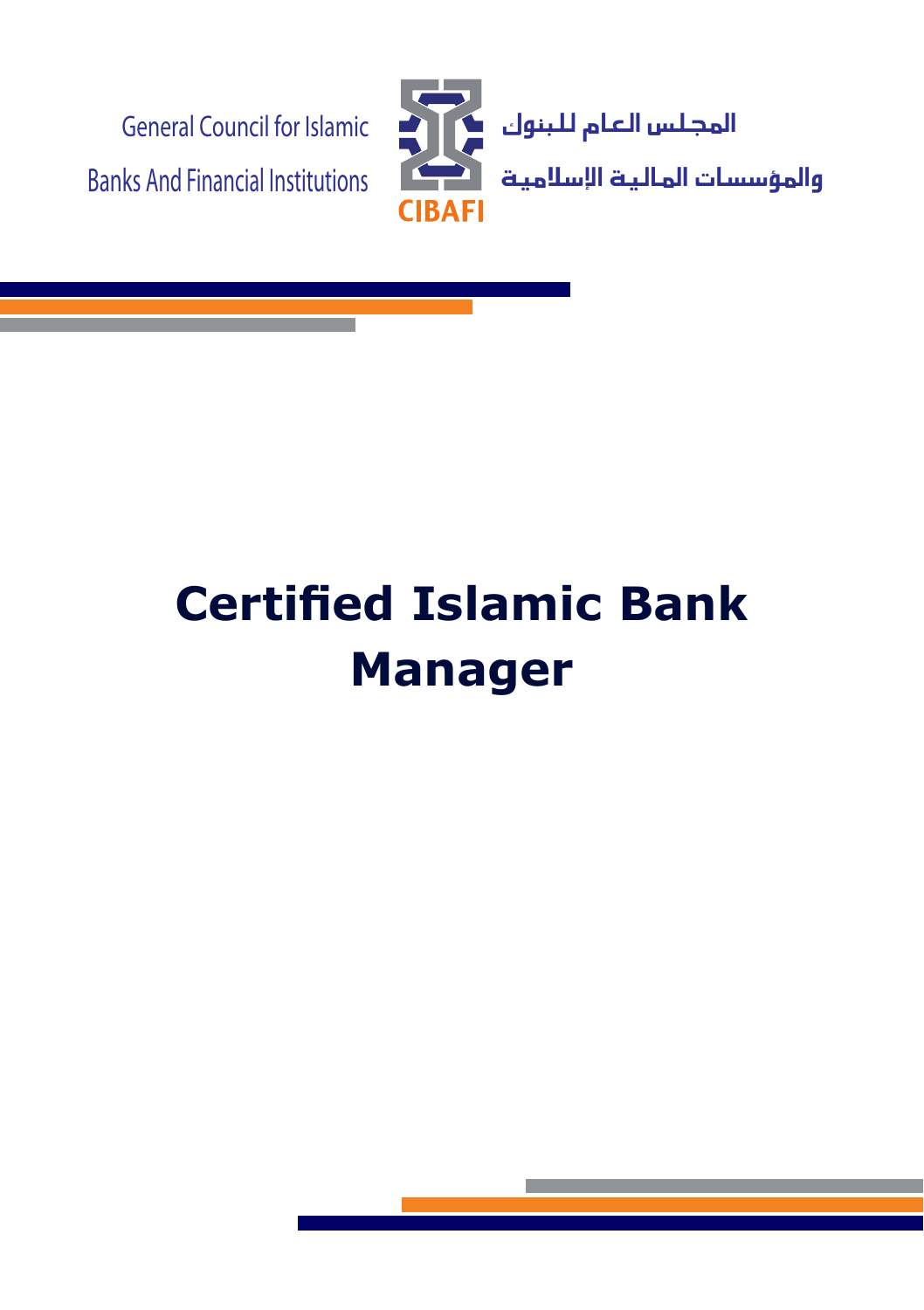General Council for Islamic Banks And Financial Institutions

CIBAFI

المجلس العام للبنوك والمؤسسات المالية الإسلامية

# Certified Islamic Bank Manager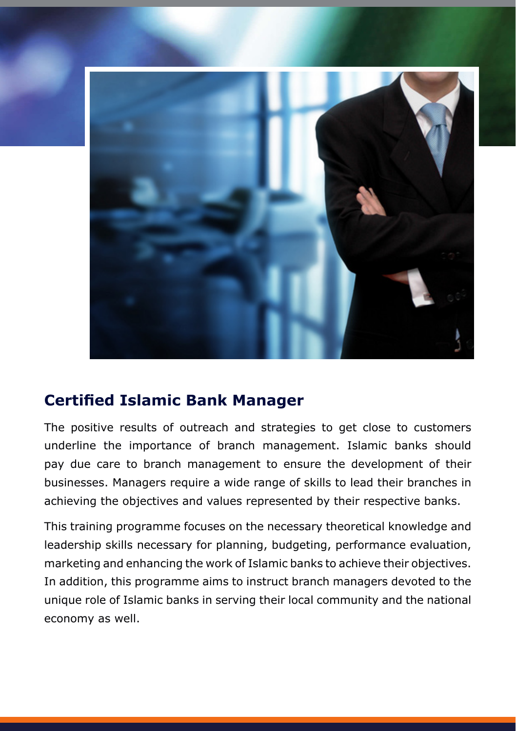## Certified Islamic Bank Manager

The positive results of outreach and strategies to get close to customers underline the importance of branch management. Islamic banks should pay due care to branch management to ensure the development of their businesses. Managers require a wide range of skills to lead their branches in achieving the objectives and values represented by their respective banks.

This training programme focuses on the necessary theoretical knowledge and leadership skills necessary for planning, budgeting, performance evaluation, marketing and enhancing the work of Islamic banks to achieve their objectives. In addition, this programme aims to instruct branch managers devoted to the unique role of Islamic banks in serving their local community and the national economy as well.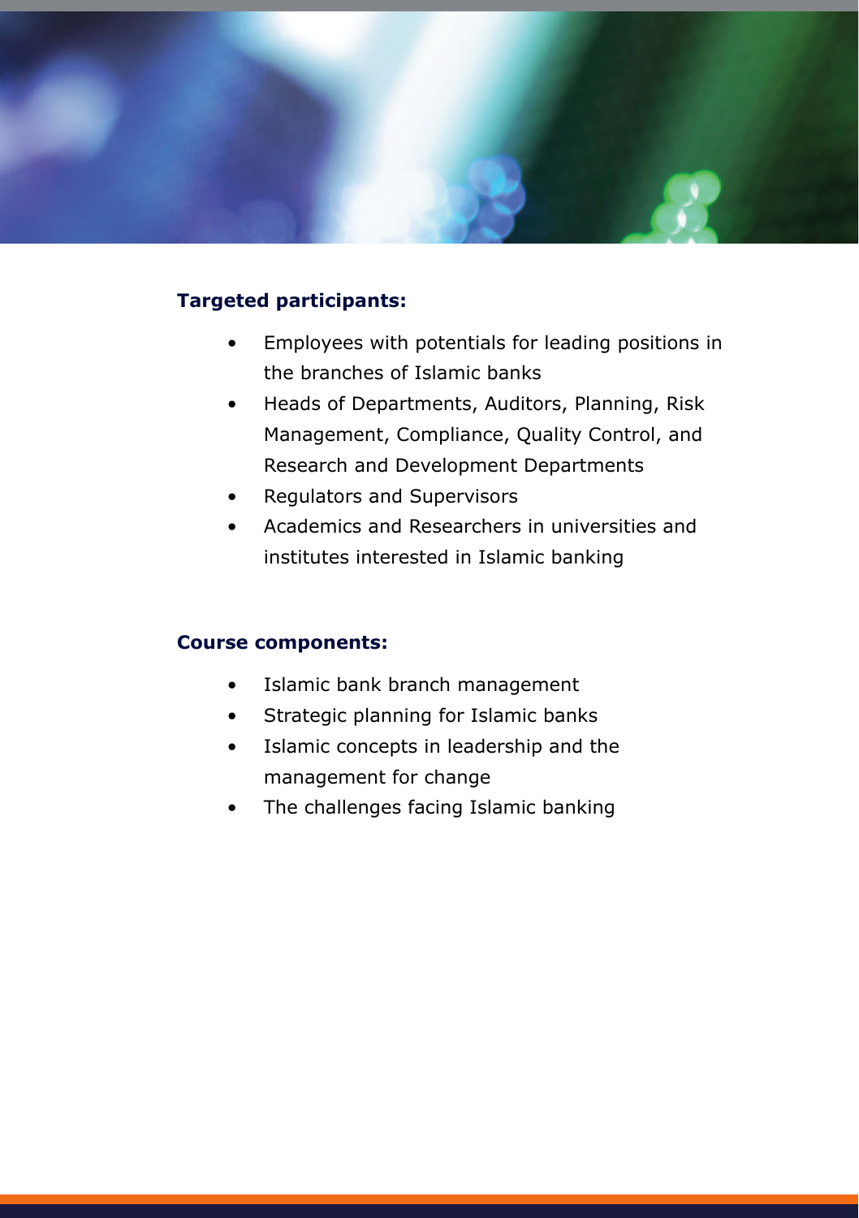**Targeted participants:**

- Employees with potentials for leading positions in the branches of Islamic banks
- Heads of Departments, Auditors, Planning, Risk Management, Compliance, Quality Control, and Research and Development Departments
- Regulators and Supervisors
- Academics and Researchers in universities and institutes interested in Islamic banking

**Course components:**

- Islamic bank branch management
- Strategic planning for Islamic banks
- Islamic concepts in leadership and the management for change
- The challenges facing Islamic banking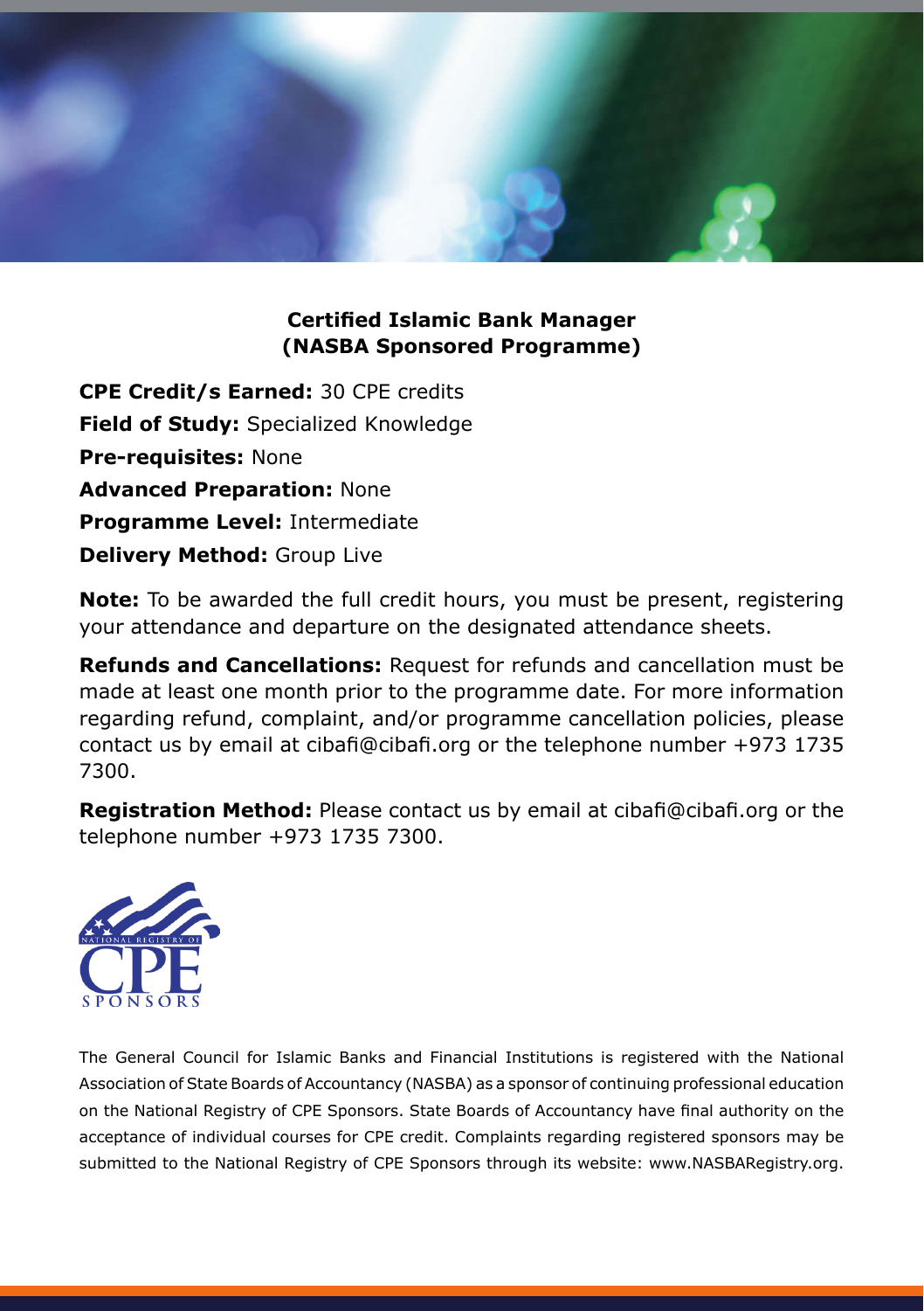**Certified Islamic Bank Manager**
**(NASBA Sponsored Programme)**

**CPE Credit/s Earned:** 30 CPE credits

**Field of Study:** Specialized Knowledge

**Pre-requisites:** None

**Advanced Preparation:** None

**Programme Level:** Intermediate

**Delivery Method:** Group Live

**Note:** To be awarded the full credit hours, you must be present, registering your attendance and departure on the designated attendance sheets.

**Refunds and Cancellations:** Request for refunds and cancellation must be made at least one month prior to the programme date. For more information regarding refund, complaint, and/or programme cancellation policies, please contact us by email at cibafi@cibafi.org or the telephone number +973 1735 7300.

**Registration Method:** Please contact us by email at cibafi@cibafi.org or the telephone number +973 1735 7300.

NATIONAL REGISTRY OF CPE SPONSORS

The General Council for Islamic Banks and Financial Institutions is registered with the National Association of State Boards of Accountancy (NASBA) as a sponsor of continuing professional education on the National Registry of CPE Sponsors. State Boards of Accountancy have final authority on the acceptance of individual courses for CPE credit. Complaints regarding registered sponsors may be submitted to the National Registry of CPE Sponsors through its website: www.NASBARegistry.org.